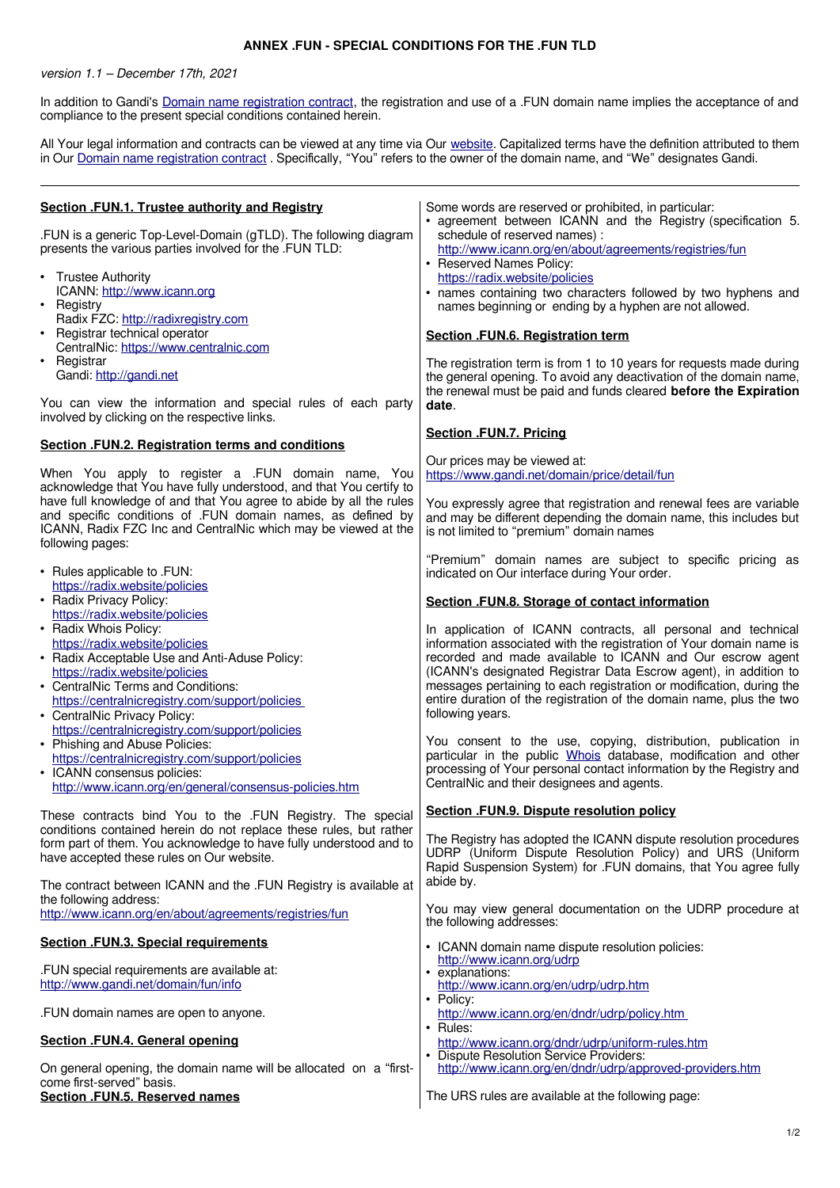# ANNEX .FUN - SPECIAL CONDITIONS FOR THE .FUN TLD

*version 1.1 – December 17th, 2021*

In addition to Gandi's Domain name registration contract, the registration and use of a .FUN domain name implies the acceptance of and compliance to the present special conditions contained herein.

All Your legal information and contracts can be viewed at any time via Our website. Capitalized terms have the definition attributed to them in Our Domain name registration contract . Specifically, "You" refers to the owner of the domain name, and "We" designates Gandi.

---

## Section .FUN.1. Trustee authority and Registry

.FUN is a generic Top-Level-Domain (gTLD). The following diagram presents the various parties involved for the .FUN TLD:

- Trustee Authority
  ICANN: http://www.icann.org
- Registry
  Radix FZC: http://radixregistry.com
- Registrar technical operator
  CentralNic: https://www.centralnic.com
- Registrar
  Gandi: http://gandi.net

You can view the information and special rules of each party involved by clicking on the respective links.

## Section .FUN.2. Registration terms and conditions

When You apply to register a .FUN domain name, You acknowledge that You have fully understood, and that You certify to have full knowledge of and that You agree to abide by all the rules and specific conditions of .FUN domain names, as defined by ICANN, Radix FZC Inc and CentralNic which may be viewed at the following pages:

- Rules applicable to .FUN:
  https://radix.website/policies
- Radix Privacy Policy:
  https://radix.website/policies
- Radix Whois Policy:
  https://radix.website/policies
- Radix Acceptable Use and Anti-Aduse Policy:
  https://radix.website/policies
- CentralNic Terms and Conditions:
  https://centralnicregistry.com/support/policies
- CentralNic Privacy Policy:
  https://centralnicregistry.com/support/policies
- Phishing and Abuse Policies:
  https://centralnicregistry.com/support/policies
- ICANN consensus policies:
  http://www.icann.org/en/general/consensus-policies.htm

These contracts bind You to the .FUN Registry. The special conditions contained herein do not replace these rules, but rather form part of them. You acknowledge to have fully understood and to have accepted these rules on Our website.

The contract between ICANN and the .FUN Registry is available at the following address:
http://www.icann.org/en/about/agreements/registries/fun

## Section .FUN.3. Special requirements

.FUN special requirements are available at:
http://www.gandi.net/domain/fun/info

.FUN domain names are open to anyone.

## Section .FUN.4. General opening

On general opening, the domain name will be allocated on a "first-come first-served" basis.

## Section .FUN.5. Reserved names

Some words are reserved or prohibited, in particular:

- agreement between ICANN and the Registry (specification 5. schedule of reserved names) :
  http://www.icann.org/en/about/agreements/registries/fun
- Reserved Names Policy:
  https://radix.website/policies
- names containing two characters followed by two hyphens and names beginning or ending by a hyphen are not allowed.

## Section .FUN.6. Registration term

The registration term is from 1 to 10 years for requests made during the general opening. To avoid any deactivation of the domain name, the renewal must be paid and funds cleared **before the Expiration date**.

## Section .FUN.7. Pricing

Our prices may be viewed at:
https://www.gandi.net/domain/price/detail/fun

You expressly agree that registration and renewal fees are variable and may be different depending the domain name, this includes but is not limited to "premium" domain names

"Premium" domain names are subject to specific pricing as indicated on Our interface during Your order.

## Section .FUN.8. Storage of contact information

In application of ICANN contracts, all personal and technical information associated with the registration of Your domain name is recorded and made available to ICANN and Our escrow agent (ICANN's designated Registrar Data Escrow agent), in addition to messages pertaining to each registration or modification, during the entire duration of the registration of the domain name, plus the two following years.

You consent to the use, copying, distribution, publication in particular in the public Whois database, modification and other processing of Your personal contact information by the Registry and CentralNic and their designees and agents.

## Section .FUN.9. Dispute resolution policy

The Registry has adopted the ICANN dispute resolution procedures UDRP (Uniform Dispute Resolution Policy) and URS (Uniform Rapid Suspension System) for .FUN domains, that You agree fully abide by.

You may view general documentation on the UDRP procedure at the following addresses:

- ICANN domain name dispute resolution policies:
  http://www.icann.org/udrp
- explanations:
  http://www.icann.org/en/udrp/udrp.htm
- Policy:
  http://www.icann.org/en/dndr/udrp/policy.htm
- Rules:
  http://www.icann.org/dndr/udrp/uniform-rules.htm
- Dispute Resolution Service Providers:
  http://www.icann.org/en/dndr/udrp/approved-providers.htm

The URS rules are available at the following page: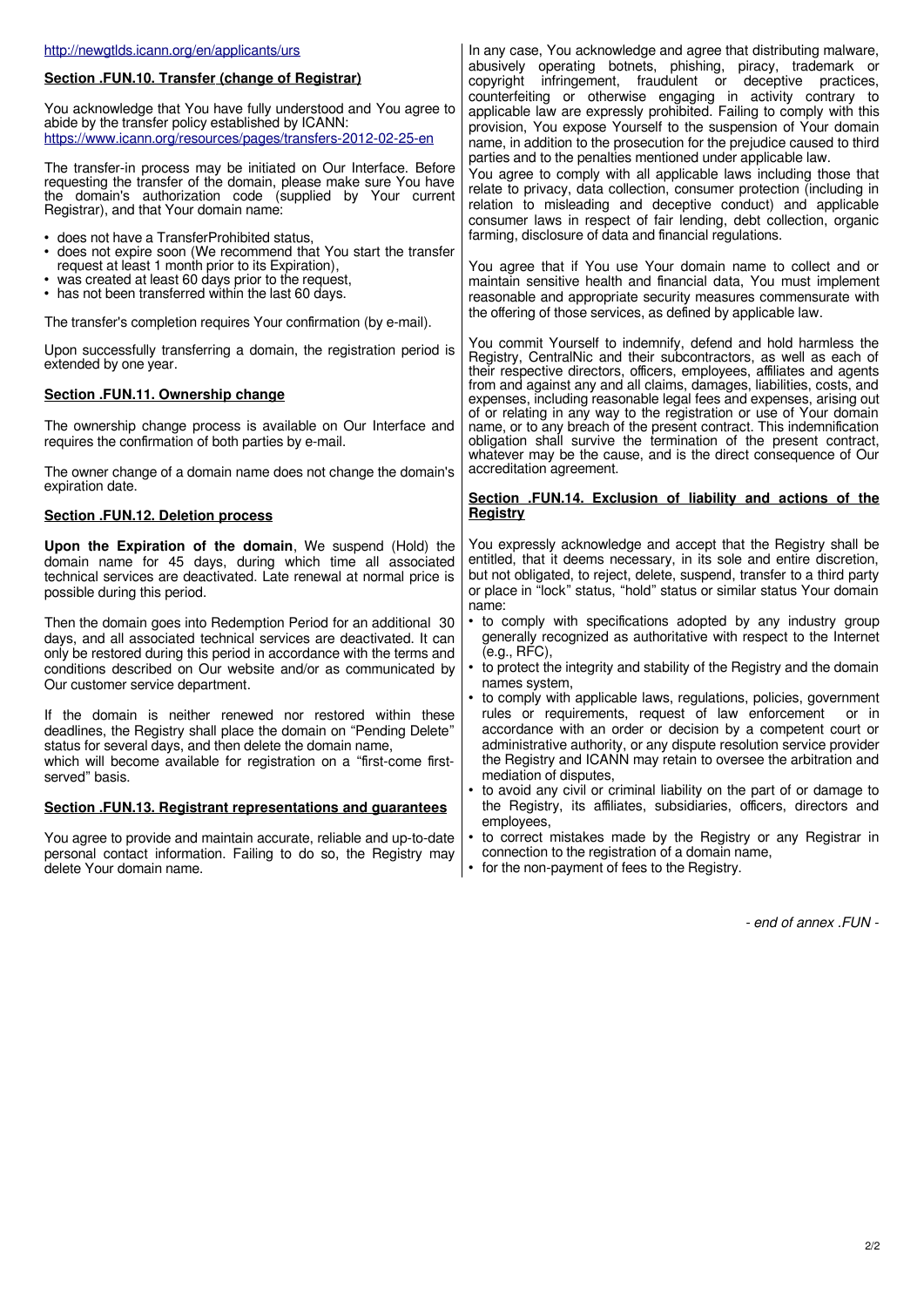http://newgtlds.icann.org/en/applicants/urs

**Section .FUN.10. Transfer (change of Registrar)**

You acknowledge that You have fully understood and You agree to abide by the transfer policy established by ICANN: https://www.icann.org/resources/pages/transfers-2012-02-25-en

The transfer-in process may be initiated on Our Interface. Before requesting the transfer of the domain, please make sure You have the domain's authorization code (supplied by Your current Registrar), and that Your domain name:

- does not have a TransferProhibited status,
- does not expire soon (We recommend that You start the transfer request at least 1 month prior to its Expiration),
- was created at least 60 days prior to the request,
- has not been transferred within the last 60 days.

The transfer's completion requires Your confirmation (by e-mail).

Upon successfully transferring a domain, the registration period is extended by one year.

**Section .FUN.11. Ownership change**

The ownership change process is available on Our Interface and requires the confirmation of both parties by e-mail.

The owner change of a domain name does not change the domain's expiration date.

**Section .FUN.12. Deletion process**

**Upon the Expiration of the domain**, We suspend (Hold) the domain name for 45 days, during which time all associated technical services are deactivated. Late renewal at normal price is possible during this period.

Then the domain goes into Redemption Period for an additional 30 days, and all associated technical services are deactivated. It can only be restored during this period in accordance with the terms and conditions described on Our website and/or as communicated by Our customer service department.

If the domain is neither renewed nor restored within these deadlines, the Registry shall place the domain on "Pending Delete" status for several days, and then delete the domain name, which will become available for registration on a "first-come first-served" basis.

**Section .FUN.13. Registrant representations and guarantees**

You agree to provide and maintain accurate, reliable and up-to-date personal contact information. Failing to do so, the Registry may delete Your domain name.

In any case, You acknowledge and agree that distributing malware, abusively operating botnets, phishing, piracy, trademark or copyright infringement, fraudulent or deceptive practices, counterfeiting or otherwise engaging in activity contrary to applicable law are expressly prohibited. Failing to comply with this provision, You expose Yourself to the suspension of Your domain name, in addition to the prosecution for the prejudice caused to third parties and to the penalties mentioned under applicable law.
You agree to comply with all applicable laws including those that relate to privacy, data collection, consumer protection (including in relation to misleading and deceptive conduct) and applicable consumer laws in respect of fair lending, debt collection, organic farming, disclosure of data and financial regulations.

You agree that if You use Your domain name to collect and or maintain sensitive health and financial data, You must implement reasonable and appropriate security measures commensurate with the offering of those services, as defined by applicable law.

You commit Yourself to indemnify, defend and hold harmless the Registry, CentralNic and their subcontractors, as well as each of their respective directors, officers, employees, affiliates and agents from and against any and all claims, damages, liabilities, costs, and expenses, including reasonable legal fees and expenses, arising out of or relating in any way to the registration or use of Your domain name, or to any breach of the present contract. This indemnification obligation shall survive the termination of the present contract, whatever may be the cause, and is the direct consequence of Our accreditation agreement.

**Section .FUN.14. Exclusion of liability and actions of the Registry**

You expressly acknowledge and accept that the Registry shall be entitled, that it deems necessary, in its sole and entire discretion, but not obligated, to reject, delete, suspend, transfer to a third party or place in "lock" status, "hold" status or similar status Your domain name:

- to comply with specifications adopted by any industry group generally recognized as authoritative with respect to the Internet (e.g., RFC),
- to protect the integrity and stability of the Registry and the domain names system,
- to comply with applicable laws, regulations, policies, government rules or requirements, request of law enforcement or in accordance with an order or decision by a competent court or administrative authority, or any dispute resolution service provider the Registry and ICANN may retain to oversee the arbitration and mediation of disputes,
- to avoid any civil or criminal liability on the part of or damage to the Registry, its affiliates, subsidiaries, officers, directors and employees,
- to correct mistakes made by the Registry or any Registrar in connection to the registration of a domain name,
- for the non-payment of fees to the Registry.

*- end of annex .FUN -*